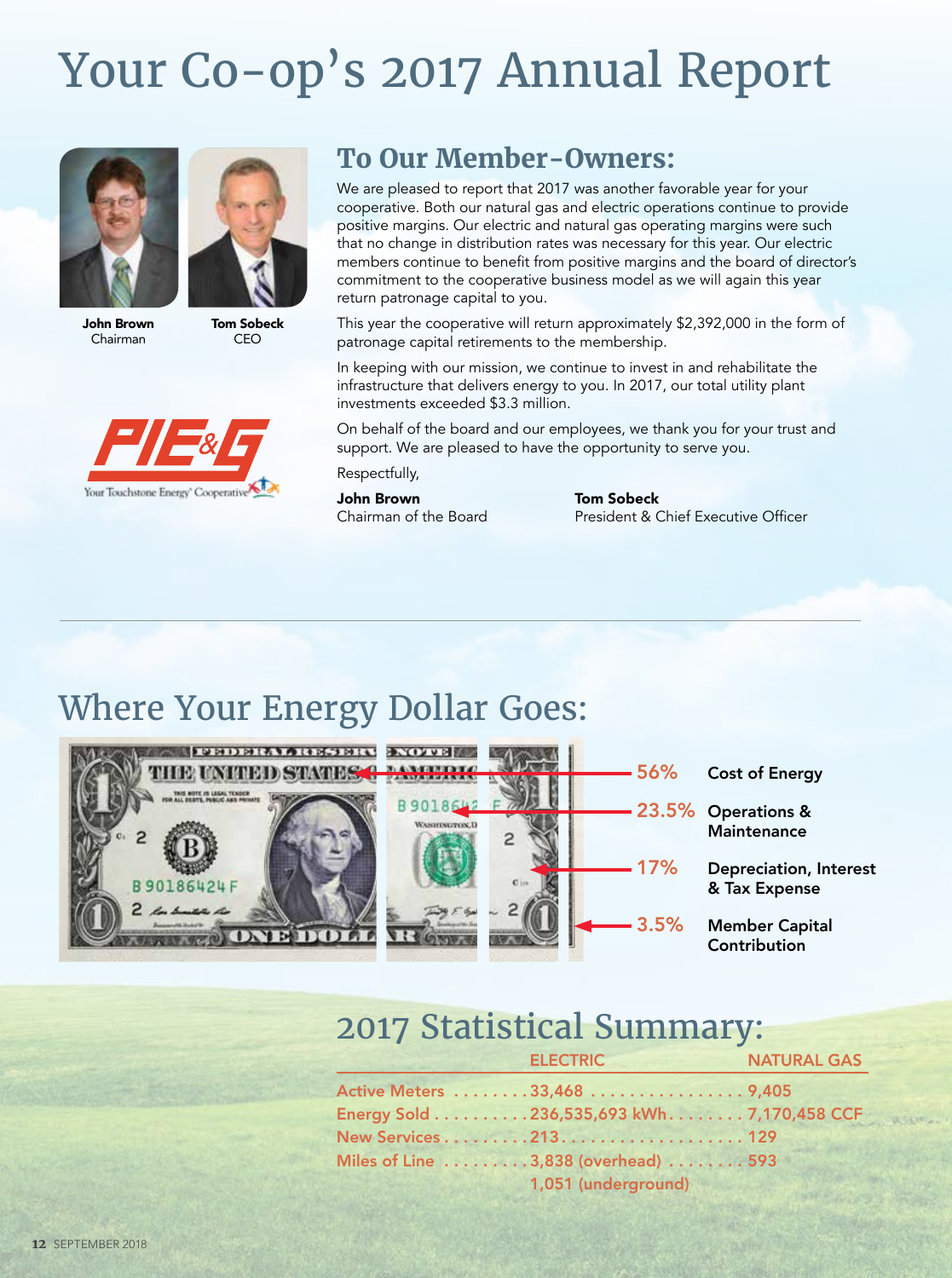# Your Co-op's 2017 Annual Report

**John Brown**
Chairman

**Tom Sobeck**
CEO

PIE&G
Your Touchstone Energy® Cooperative

## To Our Member-Owners:

We are pleased to report that 2017 was another favorable year for your cooperative. Both our natural gas and electric operations continue to provide positive margins. Our electric and natural gas operating margins were such that no change in distribution rates was necessary for this year. Our electric members continue to benefit from positive margins and the board of director's commitment to the cooperative business model as we will again this year return patronage capital to you.

This year the cooperative will return approximately $2,392,000 in the form of patronage capital retirements to the membership.

In keeping with our mission, we continue to invest in and rehabilitate the infrastructure that delivers energy to you. In 2017, our total utility plant investments exceeded $3.3 million.

On behalf of the board and our employees, we thank you for your trust and support. We are pleased to have the opportunity to serve you.

Respectfully,

**John Brown**
Chairman of the Board

**Tom Sobeck**
President & Chief Executive Officer

## Where Your Energy Dollar Goes:

- 56% **Cost of Energy**
- 23.5% **Operations & Maintenance**
- 17% **Depreciation, Interest & Tax Expense**
- 3.5% **Member Capital Contribution**

## 2017 Statistical Summary:

| | ELECTRIC | NATURAL GAS |
|---|---|---|
| Active Meters | 33,468 | 9,405 |
| Energy Sold | 236,535,693 kWh | 7,170,458 CCF |
| New Services | 213 | 129 |
| Miles of Line | 3,838 (overhead)<br>1,051 (underground) | 593 |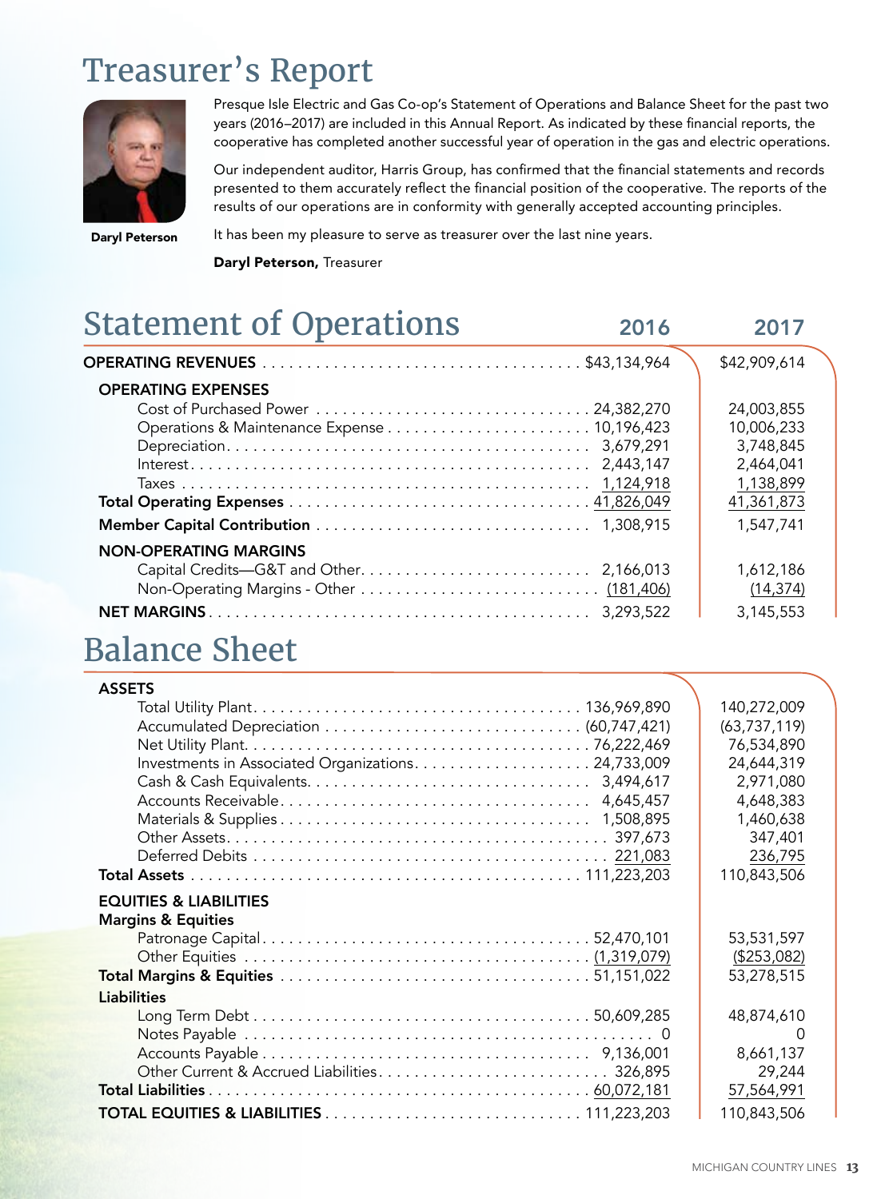# Treasurer's Report

Daryl Peterson

Presque Isle Electric and Gas Co-op's Statement of Operations and Balance Sheet for the past two years (2016–2017) are included in this Annual Report. As indicated by these financial reports, the cooperative has completed another successful year of operation in the gas and electric operations.

Our independent auditor, Harris Group, has confirmed that the financial statements and records presented to them accurately reflect the financial position of the cooperative. The reports of the results of our operations are in conformity with generally accepted accounting principles.

It has been my pleasure to serve as treasurer over the last nine years.

**Daryl Peterson,** Treasurer

# Statement of Operations

| | 2016 | 2017 |
|---|---|---|
| **OPERATING REVENUES** | $43,134,964 | $42,909,614 |
| **OPERATING EXPENSES** | | |
| Cost of Purchased Power | 24,382,270 | 24,003,855 |
| Operations & Maintenance Expense | 10,196,423 | 10,006,233 |
| Depreciation | 3,679,291 | 3,748,845 |
| Interest | 2,443,147 | 2,464,041 |
| Taxes | 1,124,918 | 1,138,899 |
| **Total Operating Expenses** | 41,826,049 | 41,361,873 |
| **Member Capital Contribution** | 1,308,915 | 1,547,741 |
| **NON-OPERATING MARGINS** | | |
| Capital Credits—G&T and Other | 2,166,013 | 1,612,186 |
| Non-Operating Margins - Other | (181,406) | (14,374) |
| **NET MARGINS** | 3,293,522 | 3,145,553 |

# Balance Sheet

| | 2016 | 2017 |
|---|---|---|
| **ASSETS** | | |
| Total Utility Plant | 136,969,890 | 140,272,009 |
| Accumulated Depreciation | (60,747,421) | (63,737,119) |
| Net Utility Plant | 76,222,469 | 76,534,890 |
| Investments in Associated Organizations | 24,733,009 | 24,644,319 |
| Cash & Cash Equivalents | 3,494,617 | 2,971,080 |
| Accounts Receivable | 4,645,457 | 4,648,383 |
| Materials & Supplies | 1,508,895 | 1,460,638 |
| Other Assets | 397,673 | 347,401 |
| Deferred Debits | 221,083 | 236,795 |
| **Total Assets** | 111,223,203 | 110,843,506 |
| **EQUITIES & LIABILITIES** | | |
| **Margins & Equities** | | |
| Patronage Capital | 52,470,101 | 53,531,597 |
| Other Equities | (1,319,079) | ($253,082) |
| **Total Margins & Equities** | 51,151,022 | 53,278,515 |
| **Liabilities** | | |
| Long Term Debt | 50,609,285 | 48,874,610 |
| Notes Payable | 0 | 0 |
| Accounts Payable | 9,136,001 | 8,661,137 |
| Other Current & Accrued Liabilities | 326,895 | 29,244 |
| **Total Liabilities** | 60,072,181 | 57,564,991 |
| **TOTAL EQUITIES & LIABILITIES** | 111,223,203 | 110,843,506 |